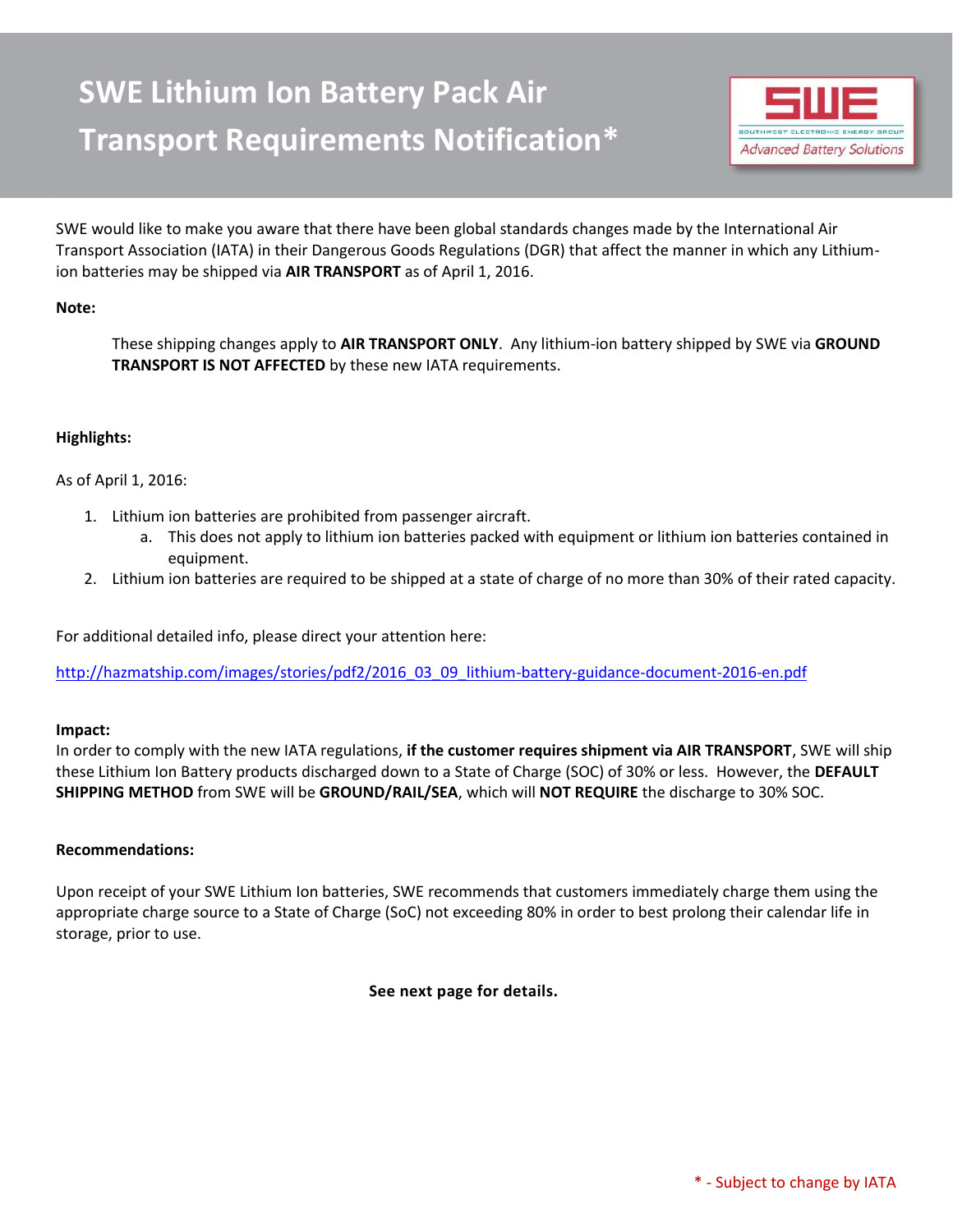# SWE Lithium Ion Battery Pack Air Transport Requirements Notification*

SWE would like to make you aware that there have been global standards changes made by the International Air Transport Association (IATA) in their Dangerous Goods Regulations (DGR) that affect the manner in which any Lithium-ion batteries may be shipped via **AIR TRANSPORT** as of April 1, 2016.

**Note:**

> These shipping changes apply to **AIR TRANSPORT ONLY**. Any lithium-ion battery shipped by SWE via **GROUND TRANSPORT IS NOT AFFECTED** by these new IATA requirements.

**Highlights:**

As of April 1, 2016:

1. Lithium ion batteries are prohibited from passenger aircraft.
   a. This does not apply to lithium ion batteries packed with equipment or lithium ion batteries contained in equipment.
2. Lithium ion batteries are required to be shipped at a state of charge of no more than 30% of their rated capacity.

For additional detailed info, please direct your attention here:

http://hazmatship.com/images/stories/pdf2/2016_03_09_lithium-battery-guidance-document-2016-en.pdf

**Impact:**
In order to comply with the new IATA regulations, **if the customer requires shipment via AIR TRANSPORT**, SWE will ship these Lithium Ion Battery products discharged down to a State of Charge (SOC) of 30% or less. However, the **DEFAULT SHIPPING METHOD** from SWE will be **GROUND/RAIL/SEA**, which will **NOT REQUIRE** the discharge to 30% SOC.

**Recommendations:**

Upon receipt of your SWE Lithium Ion batteries, SWE recommends that customers immediately charge them using the appropriate charge source to a State of Charge (SoC) not exceeding 80% in order to best prolong their calendar life in storage, prior to use.

**See next page for details.**

* - Subject to change by IATA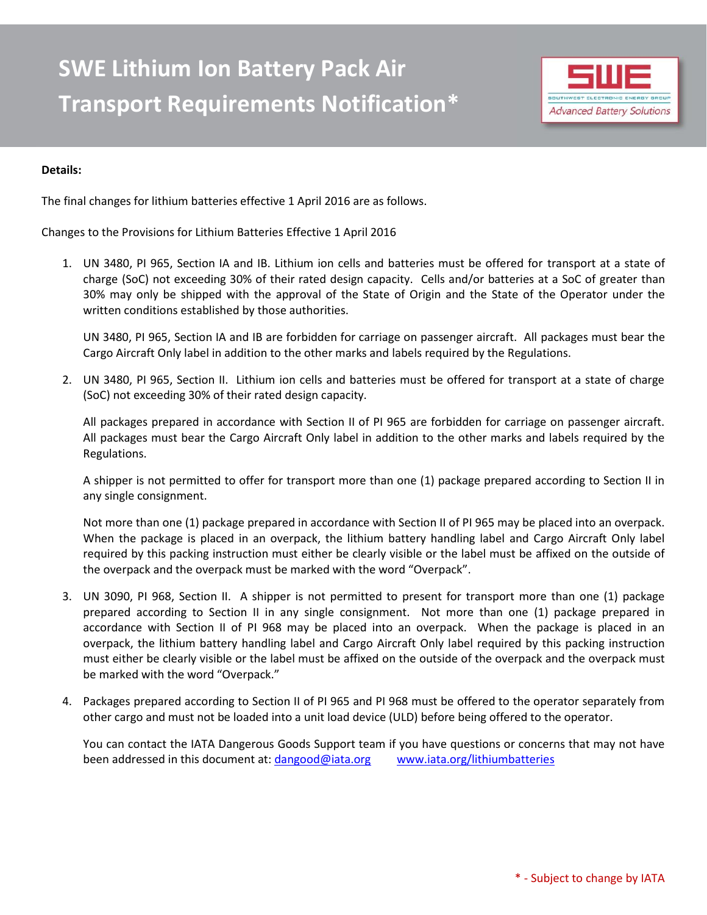# SWE Lithium Ion Battery Pack Air Transport Requirements Notification*

**Details:**

The final changes for lithium batteries effective 1 April 2016 are as follows.

Changes to the Provisions for Lithium Batteries Effective 1 April 2016

1. UN 3480, PI 965, Section IA and IB. Lithium ion cells and batteries must be offered for transport at a state of charge (SoC) not exceeding 30% of their rated design capacity. Cells and/or batteries at a SoC of greater than 30% may only be shipped with the approval of the State of Origin and the State of the Operator under the written conditions established by those authorities.

   UN 3480, PI 965, Section IA and IB are forbidden for carriage on passenger aircraft. All packages must bear the Cargo Aircraft Only label in addition to the other marks and labels required by the Regulations.

2. UN 3480, PI 965, Section II. Lithium ion cells and batteries must be offered for transport at a state of charge (SoC) not exceeding 30% of their rated design capacity.

   All packages prepared in accordance with Section II of PI 965 are forbidden for carriage on passenger aircraft. All packages must bear the Cargo Aircraft Only label in addition to the other marks and labels required by the Regulations.

   A shipper is not permitted to offer for transport more than one (1) package prepared according to Section II in any single consignment.

   Not more than one (1) package prepared in accordance with Section II of PI 965 may be placed into an overpack. When the package is placed in an overpack, the lithium battery handling label and Cargo Aircraft Only label required by this packing instruction must either be clearly visible or the label must be affixed on the outside of the overpack and the overpack must be marked with the word "Overpack".

3. UN 3090, PI 968, Section II. A shipper is not permitted to present for transport more than one (1) package prepared according to Section II in any single consignment. Not more than one (1) package prepared in accordance with Section II of PI 968 may be placed into an overpack. When the package is placed in an overpack, the lithium battery handling label and Cargo Aircraft Only label required by this packing instruction must either be clearly visible or the label must be affixed on the outside of the overpack and the overpack must be marked with the word "Overpack."

4. Packages prepared according to Section II of PI 965 and PI 968 must be offered to the operator separately from other cargo and must not be loaded into a unit load device (ULD) before being offered to the operator.

   You can contact the IATA Dangerous Goods Support team if you have questions or concerns that may not have been addressed in this document at: dangood@iata.org www.iata.org/lithiumbatteries

* - Subject to change by IATA